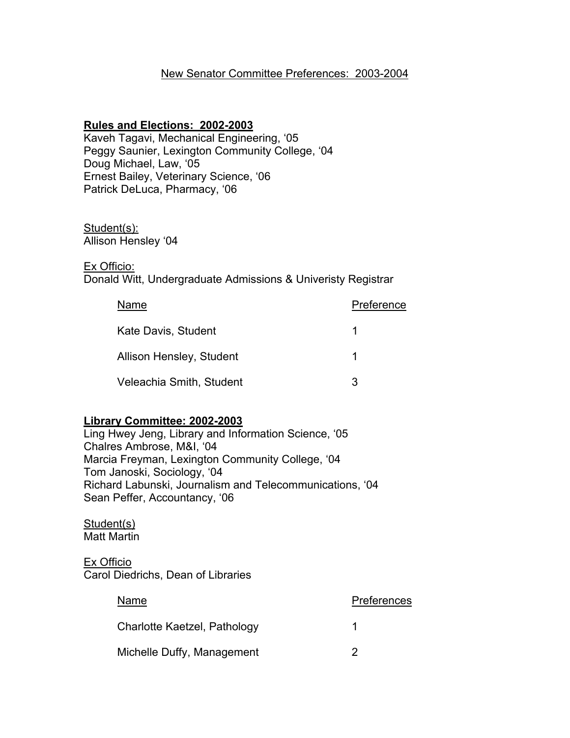New Senator Committee Preferences: 2003-2004

**Rules and Elections: 2002-2003**

Kaveh Tagavi, Mechanical Engineering, ‘05
Peggy Saunier, Lexington Community College, ‘04
Doug Michael, Law, ‘05
Ernest Bailey, Veterinary Science, ‘06
Patrick DeLuca, Pharmacy, ‘06

Student(s):
Allison Hensley ‘04

Ex Officio:
Donald Witt, Undergraduate Admissions & Univeristy Registrar

| Name | Preference |
|---|---|
| Kate Davis, Student | 1 |
| Allison Hensley, Student | 1 |
| Veleachia Smith, Student | 3 |

**Library Committee: 2002-2003**

Ling Hwey Jeng, Library and Information Science, ‘05
Chalres Ambrose, M&I, ‘04
Marcia Freyman, Lexington Community College, ‘04
Tom Janoski, Sociology, ‘04
Richard Labunski, Journalism and Telecommunications, ‘04
Sean Peffer, Accountancy, ‘06

Student(s)
Matt Martin

Ex Officio
Carol Diedrichs, Dean of Libraries

| Name | Preferences |
|---|---|
| Charlotte Kaetzel, Pathology | 1 |
| Michelle Duffy, Management | 2 |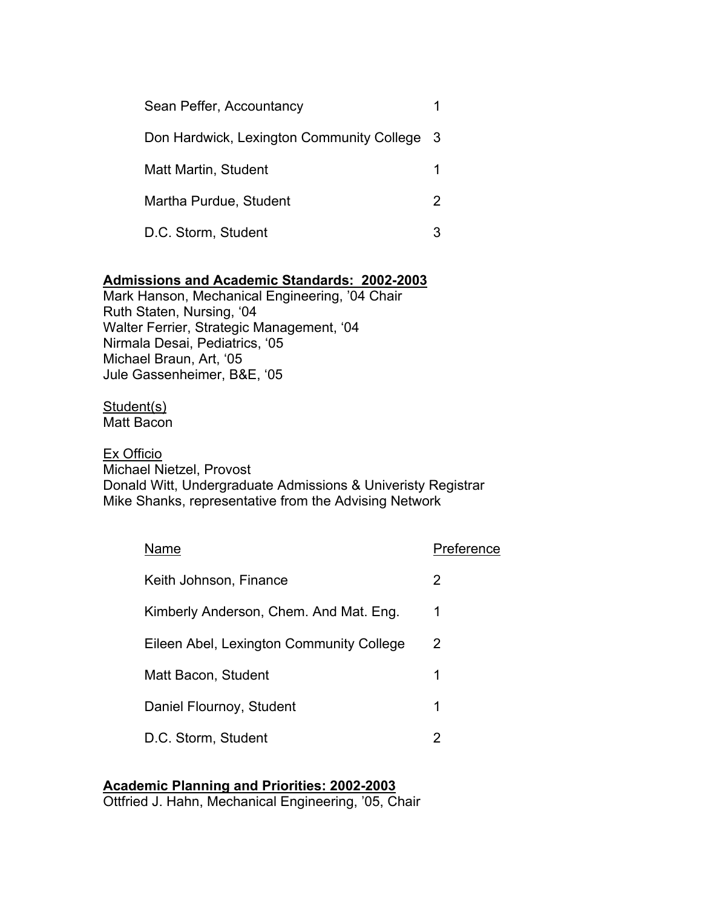| | |
|---|---|
| Sean Peffer, Accountancy | 1 |
| Don Hardwick, Lexington Community College | 3 |
| Matt Martin, Student | 1 |
| Martha Purdue, Student | 2 |
| D.C. Storm, Student | 3 |

**Admissions and Academic Standards: 2002-2003**

Mark Hanson, Mechanical Engineering, '04 Chair
Ruth Staten, Nursing, '04
Walter Ferrier, Strategic Management, '04
Nirmala Desai, Pediatrics, '05
Michael Braun, Art, '05
Jule Gassenheimer, B&E, '05

Student(s)
Matt Bacon

Ex Officio
Michael Nietzel, Provost
Donald Witt, Undergraduate Admissions & Univeristy Registrar
Mike Shanks, representative from the Advising Network

| Name | Preference |
|---|---|
| Keith Johnson, Finance | 2 |
| Kimberly Anderson, Chem. And Mat. Eng. | 1 |
| Eileen Abel, Lexington Community College | 2 |
| Matt Bacon, Student | 1 |
| Daniel Flournoy, Student | 1 |
| D.C. Storm, Student | 2 |

**Academic Planning and Priorities: 2002-2003**

Ottfried J. Hahn, Mechanical Engineering, '05, Chair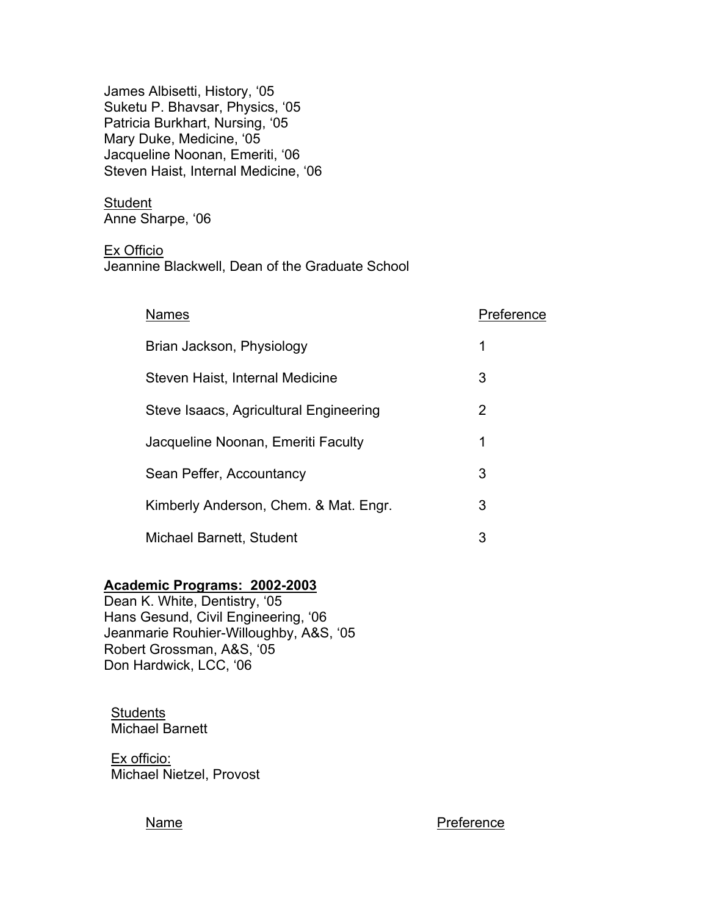James Albisetti, History, ‘05
Suketu P. Bhavsar, Physics, ‘05
Patricia Burkhart, Nursing, ‘05
Mary Duke, Medicine, ‘05
Jacqueline Noonan, Emeriti, ‘06
Steven Haist, Internal Medicine, ‘06

Student
Anne Sharpe, ‘06

Ex Officio
Jeannine Blackwell, Dean of the Graduate School

| Names | Preference |
|---|---|
| Brian Jackson, Physiology | 1 |
| Steven Haist, Internal Medicine | 3 |
| Steve Isaacs, Agricultural Engineering | 2 |
| Jacqueline Noonan, Emeriti Faculty | 1 |
| Sean Peffer, Accountancy | 3 |
| Kimberly Anderson, Chem. & Mat. Engr. | 3 |
| Michael Barnett, Student | 3 |

**Academic Programs: 2002-2003**
Dean K. White, Dentistry, ‘05
Hans Gesund, Civil Engineering, ‘06
Jeanmarie Rouhier-Willoughby, A&S, ‘05
Robert Grossman, A&S, ‘05
Don Hardwick, LCC, ‘06

Students
Michael Barnett

Ex officio:
Michael Nietzel, Provost

| Name | Preference |
|---|---|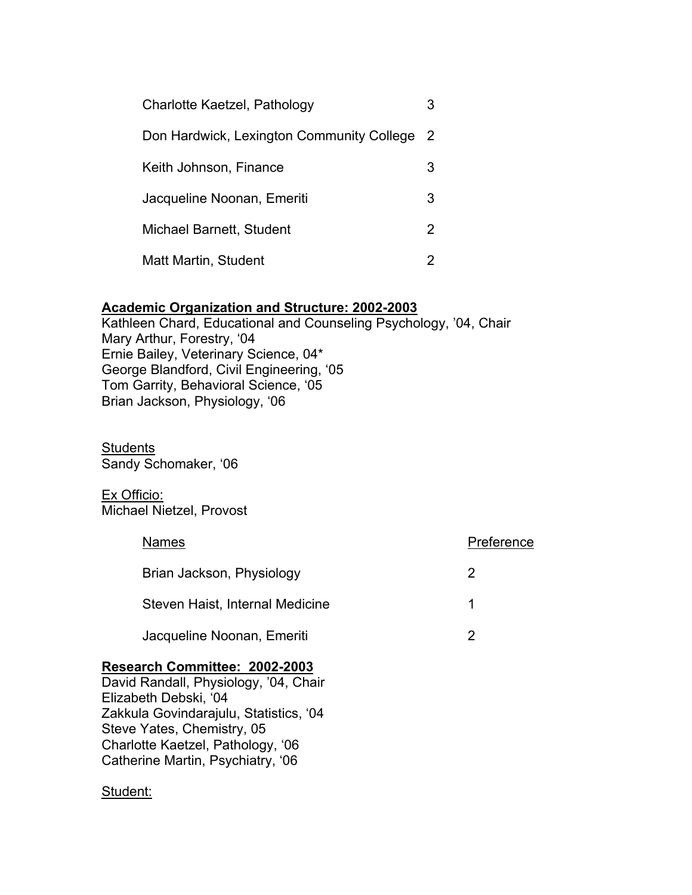| | |
|---|---|
| Charlotte Kaetzel, Pathology | 3 |
| Don Hardwick, Lexington Community College | 2 |
| Keith Johnson, Finance | 3 |
| Jacqueline Noonan, Emeriti | 3 |
| Michael Barnett, Student | 2 |
| Matt Martin, Student | 2 |

**Academic Organization and Structure: 2002-2003**

Kathleen Chard, Educational and Counseling Psychology, '04, Chair
Mary Arthur, Forestry, '04
Ernie Bailey, Veterinary Science, 04*
George Blandford, Civil Engineering, '05
Tom Garrity, Behavioral Science, '05
Brian Jackson, Physiology, '06

Students
Sandy Schomaker, '06

Ex Officio:
Michael Nietzel, Provost

| Names | Preference |
|---|---|
| Brian Jackson, Physiology | 2 |
| Steven Haist, Internal Medicine | 1 |
| Jacqueline Noonan, Emeriti | 2 |

**Research Committee: 2002-2003**

David Randall, Physiology, '04, Chair
Elizabeth Debski, '04
Zakkula Govindarajulu, Statistics, '04
Steve Yates, Chemistry, 05
Charlotte Kaetzel, Pathology, '06
Catherine Martin, Psychiatry, '06

Student: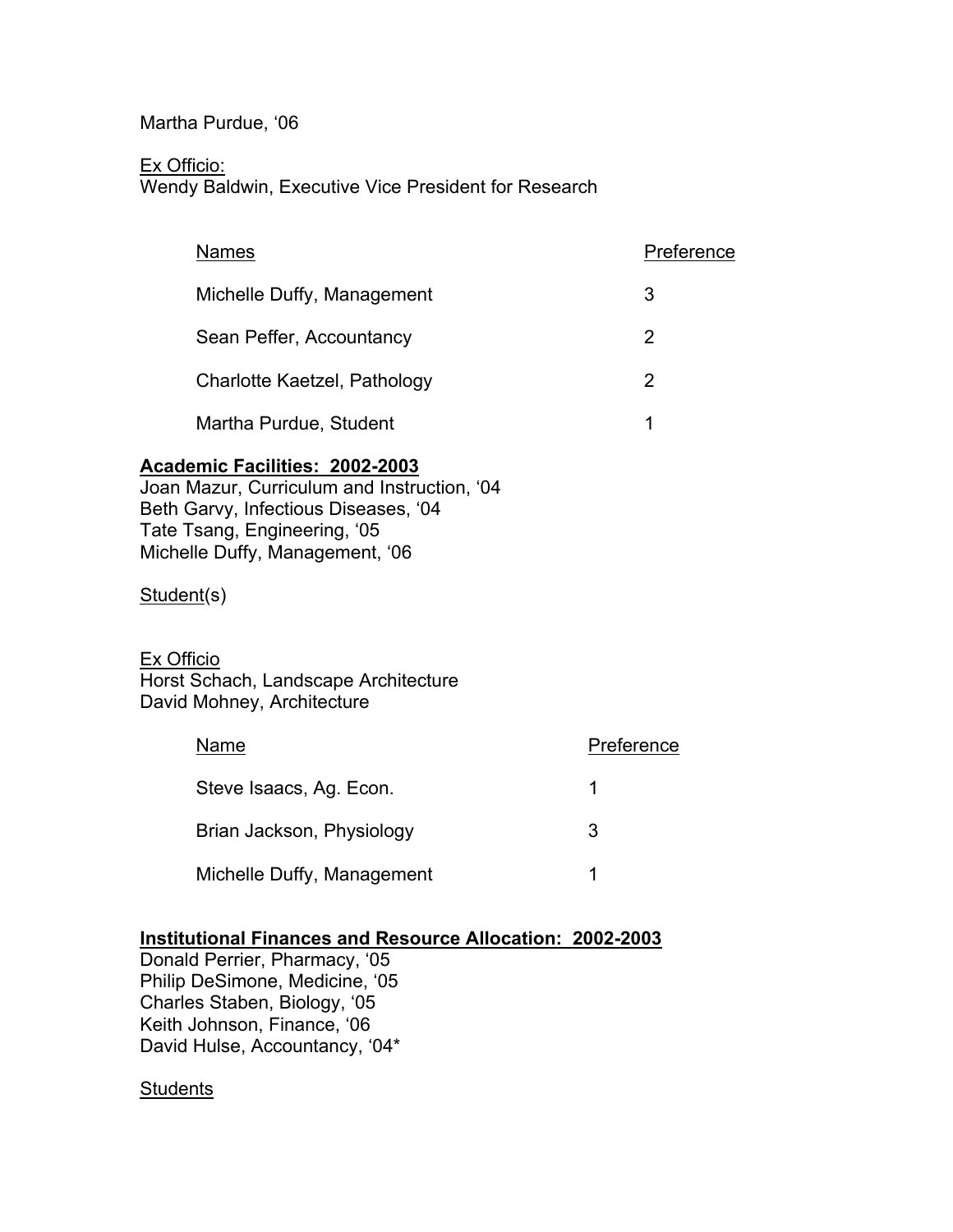Martha Purdue, '06

Ex Officio:
Wendy Baldwin, Executive Vice President for Research

| Names | Preference |
|---|---|
| Michelle Duffy, Management | 3 |
| Sean Peffer, Accountancy | 2 |
| Charlotte Kaetzel, Pathology | 2 |
| Martha Purdue, Student | 1 |

**Academic Facilities: 2002-2003**

Joan Mazur, Curriculum and Instruction, '04
Beth Garvy, Infectious Diseases, '04
Tate Tsang, Engineering, '05
Michelle Duffy, Management, '06

Student(s)

Ex Officio
Horst Schach, Landscape Architecture
David Mohney, Architecture

| Name | Preference |
|---|---|
| Steve Isaacs, Ag. Econ. | 1 |
| Brian Jackson, Physiology | 3 |
| Michelle Duffy, Management | 1 |

**Institutional Finances and Resource Allocation: 2002-2003**

Donald Perrier, Pharmacy, '05
Philip DeSimone, Medicine, '05
Charles Staben, Biology, '05
Keith Johnson, Finance, '06
David Hulse, Accountancy, '04*

Students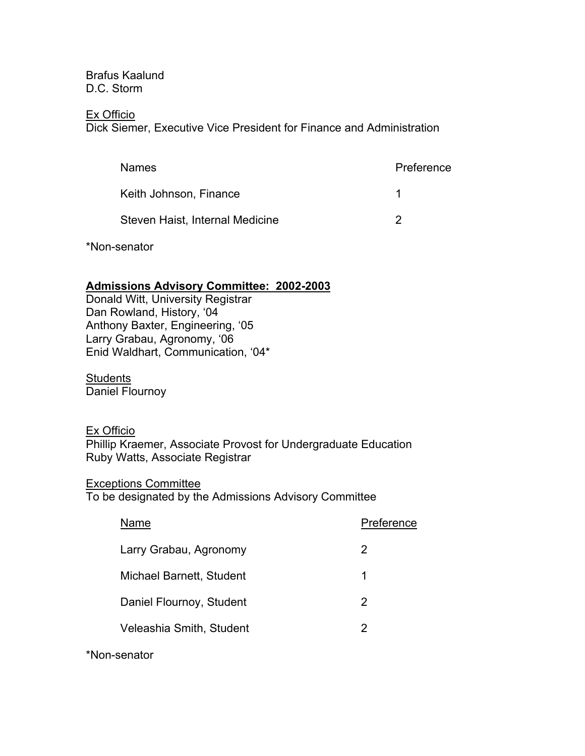Brafus Kaalund
D.C. Storm

Ex Officio
Dick Siemer, Executive Vice President for Finance and Administration

| Names | Preference |
|---|---|
| Keith Johnson, Finance | 1 |
| Steven Haist, Internal Medicine | 2 |

*Non-senator

**Admissions Advisory Committee: 2002-2003**
Donald Witt, University Registrar
Dan Rowland, History, '04
Anthony Baxter, Engineering, '05
Larry Grabau, Agronomy, '06
Enid Waldhart, Communication, '04*

Students
Daniel Flournoy

Ex Officio
Phillip Kraemer, Associate Provost for Undergraduate Education
Ruby Watts, Associate Registrar

Exceptions Committee
To be designated by the Admissions Advisory Committee

| Name | Preference |
|---|---|
| Larry Grabau, Agronomy | 2 |
| Michael Barnett, Student | 1 |
| Daniel Flournoy, Student | 2 |
| Veleashia Smith, Student | 2 |

*Non-senator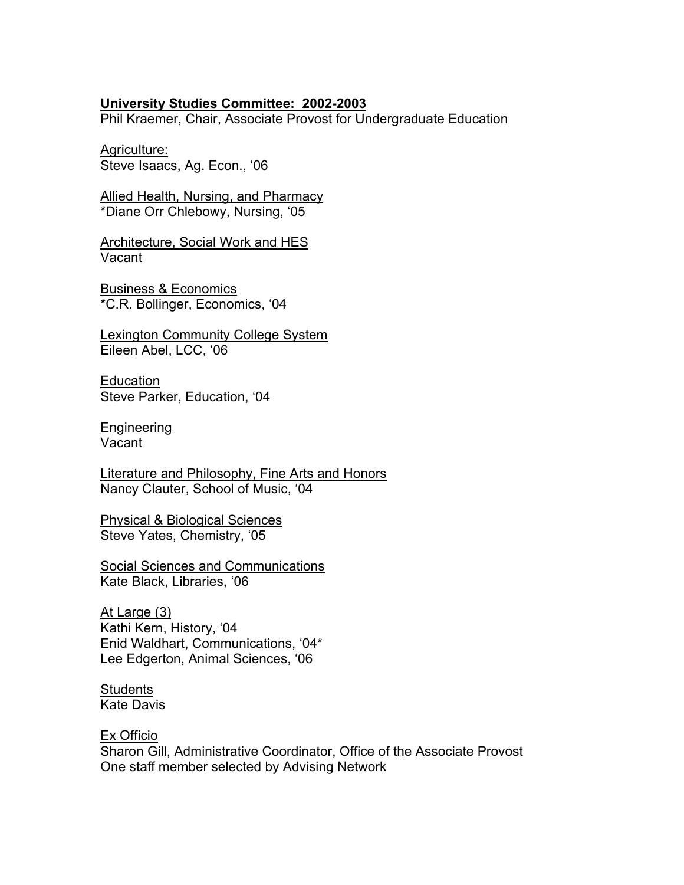## University Studies Committee: 2002-2003

Phil Kraemer, Chair, Associate Provost for Undergraduate Education

Agriculture:
Steve Isaacs, Ag. Econ., '06

Allied Health, Nursing, and Pharmacy
*Diane Orr Chlebowy, Nursing, '05

Architecture, Social Work and HES
Vacant

Business & Economics
*C.R. Bollinger, Economics, '04

Lexington Community College System
Eileen Abel, LCC, '06

Education
Steve Parker, Education, '04

Engineering
Vacant

Literature and Philosophy, Fine Arts and Honors
Nancy Clauter, School of Music, '04

Physical & Biological Sciences
Steve Yates, Chemistry, '05

Social Sciences and Communications
Kate Black, Libraries, '06

At Large (3)
Kathi Kern, History, '04
Enid Waldhart, Communications, '04*
Lee Edgerton, Animal Sciences, '06

Students
Kate Davis

Ex Officio
Sharon Gill, Administrative Coordinator, Office of the Associate Provost
One staff member selected by Advising Network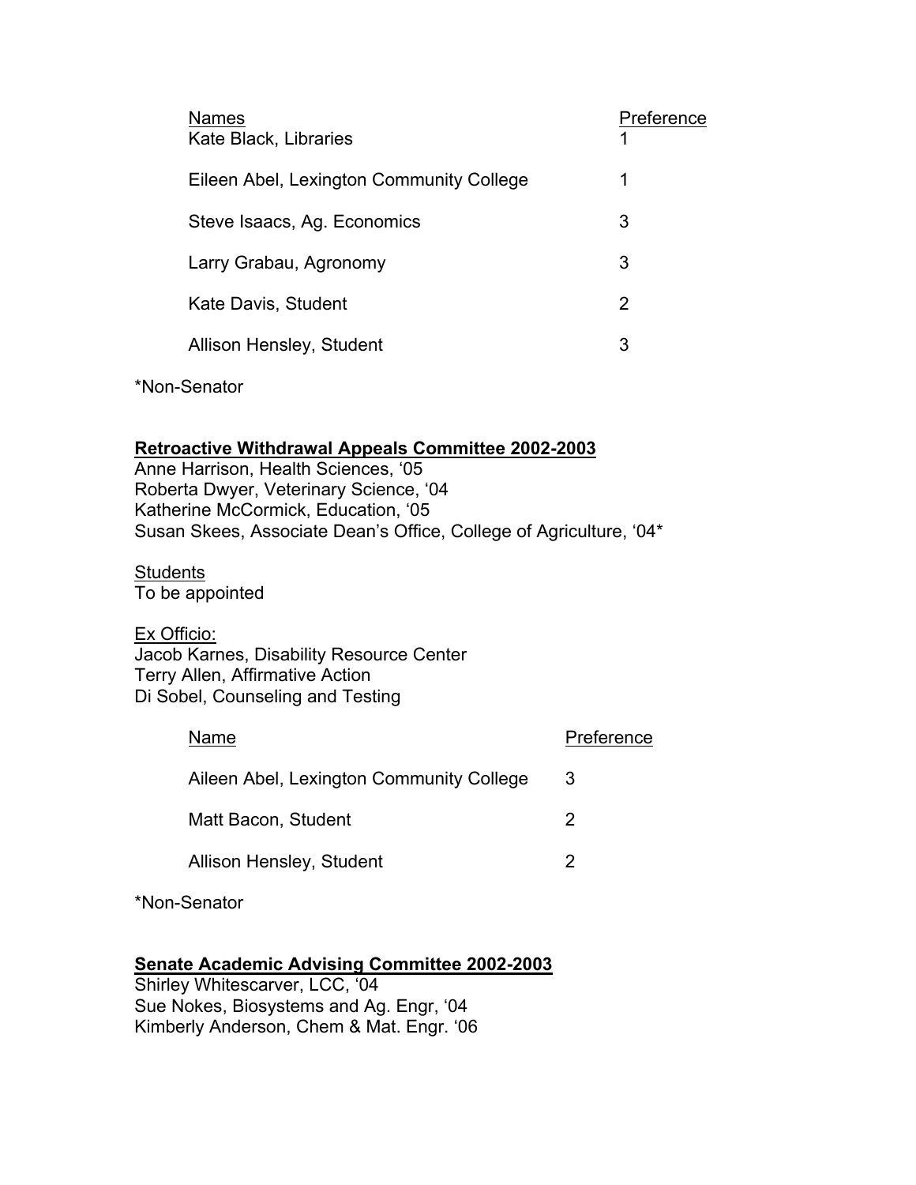| Names | Preference |
|---|---|
| Kate Black, Libraries | 1 |
| Eileen Abel, Lexington Community College | 1 |
| Steve Isaacs, Ag. Economics | 3 |
| Larry Grabau, Agronomy | 3 |
| Kate Davis, Student | 2 |
| Allison Hensley, Student | 3 |

*Non-Senator

**Retroactive Withdrawal Appeals Committee 2002-2003**

Anne Harrison, Health Sciences, '05
Roberta Dwyer, Veterinary Science, '04
Katherine McCormick, Education, '05
Susan Skees, Associate Dean's Office, College of Agriculture, '04*

Students
To be appointed

Ex Officio:
Jacob Karnes, Disability Resource Center
Terry Allen, Affirmative Action
Di Sobel, Counseling and Testing

| Name | Preference |
|---|---|
| Aileen Abel, Lexington Community College | 3 |
| Matt Bacon, Student | 2 |
| Allison Hensley, Student | 2 |

*Non-Senator

**Senate Academic Advising Committee 2002-2003**

Shirley Whitescarver, LCC, '04
Sue Nokes, Biosystems and Ag. Engr, '04
Kimberly Anderson, Chem & Mat. Engr. '06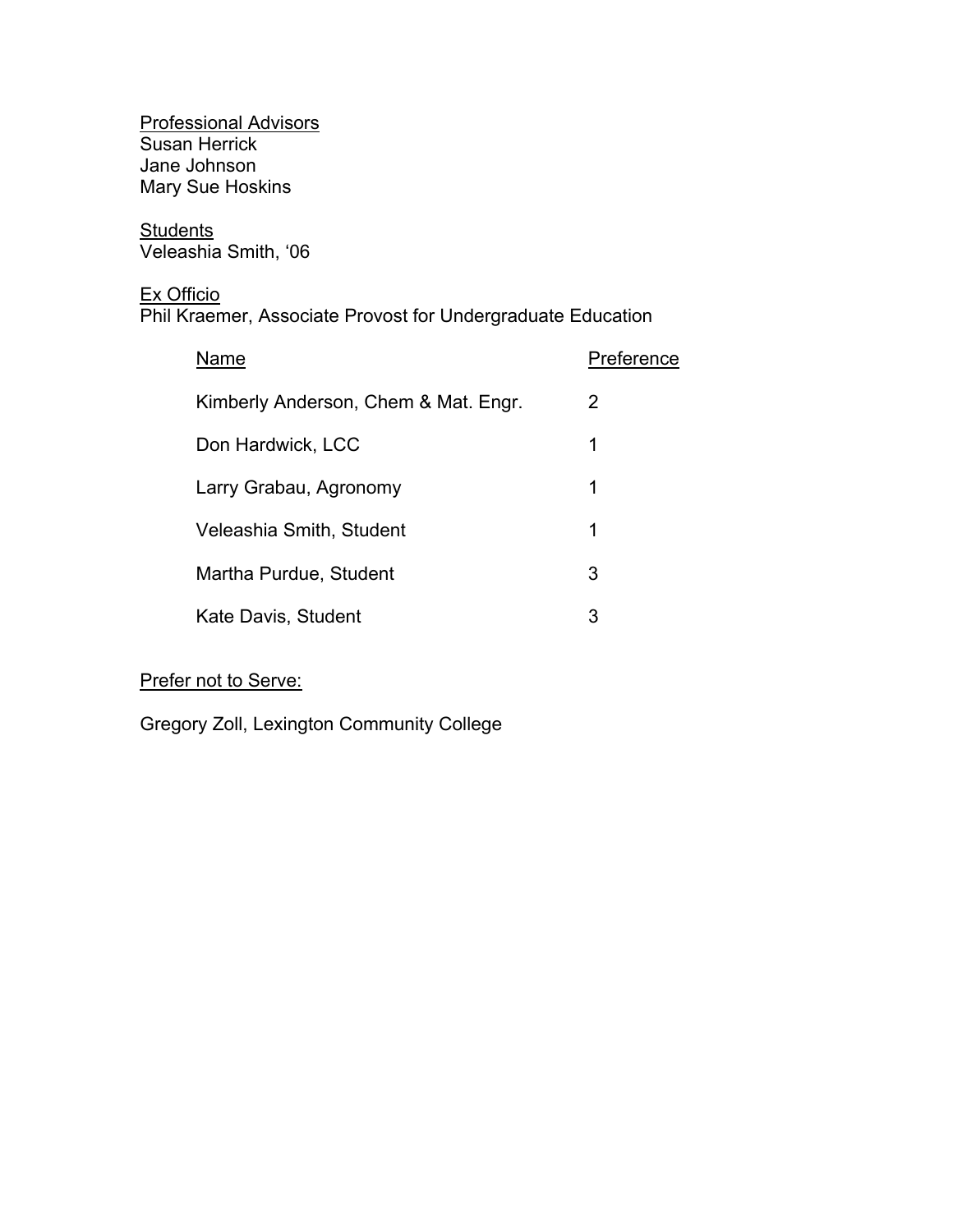Professional Advisors
Susan Herrick
Jane Johnson
Mary Sue Hoskins

Students
Veleashia Smith, '06

Ex Officio
Phil Kraemer, Associate Provost for Undergraduate Education

| Name | Preference |
|---|---|
| Kimberly Anderson, Chem & Mat. Engr. | 2 |
| Don Hardwick, LCC | 1 |
| Larry Grabau, Agronomy | 1 |
| Veleashia Smith, Student | 1 |
| Martha Purdue, Student | 3 |
| Kate Davis, Student | 3 |

Prefer not to Serve:

Gregory Zoll, Lexington Community College